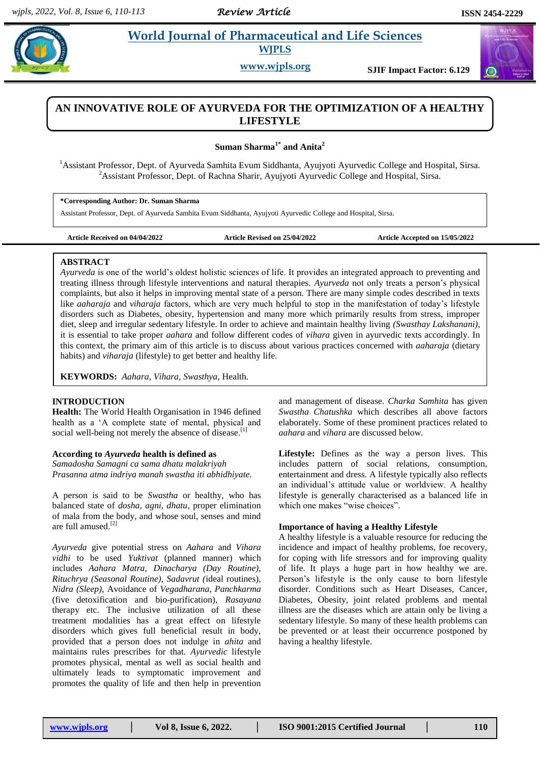# AN INNOVATIVE ROLE OF AYURVEDA FOR THE OPTIMIZATION OF A HEALTHY LIFESTYLE

**Suman Sharma[1*] and Anita[2]**

[1]Assistant Professor, Dept. of Ayurveda Samhita Evum Siddhanta, Ayujyoti Ayurvedic College and Hospital, Sirsa.
[2]Assistant Professor, Dept. of Rachna Sharir, Ayujyoti Ayurvedic College and Hospital, Sirsa.

**\*Corresponding Author: Dr. Suman Sharma**
Assistant Professor, Dept. of Ayurveda Samhita Evum Siddhanta, Ayujyoti Ayurvedic College and Hospital, Sirsa.

**Article Received on 04/04/2022** **Article Revised on 25/04/2022** **Article Accepted on 15/05/2022**

## ABSTRACT

*Ayurveda* is one of the world's oldest holistic sciences of life. It provides an integrated approach to preventing and treating illness through lifestyle interventions and natural therapies. *Ayurveda* not only treats a person's physical complaints, but also it helps in improving mental state of a person. There are many simple codes described in texts like *aaharaja* and *viharaja* factors, which are very much helpful to stop in the manifestation of today's lifestyle disorders such as Diabetes, obesity, hypertension and many more which primarily results from stress, improper diet, sleep and irregular sedentary lifestyle. In order to achieve and maintain healthy living *(Swasthay Lakshanani)*, it is essential to take proper *aahara* and follow different codes of *vihara* given in ayurvedic texts accordingly. In this context, the primary aim of this article is to discuss about various practices concerned with *aaharaja* (dietary habits) and *viharaja* (lifestyle) to get better and healthy life.

**KEYWORDS:** *Aahara, Vihara, Swasthya,* Health.

## INTRODUCTION

**Health:** The World Health Organisation in 1946 defined health as a 'A complete state of mental, physical and social well-being not merely the absence of disease.[1]

**According to *Ayurveda* health is defined as**
*Samadosha Samagni ca sama dhatu malakriyah*
*Prasanna atma indriya manah swastha iti abhidhiyate.*

A person is said to be *Swastha* or healthy, who has balanced state of *dosha, agni, dhatu,* proper elimination of mala from the body, and whose soul, senses and mind are full amused.[2]

*Ayurveda* give potential stress on *Aahara* and *Vihara vidhi* to be used *Yuktivat* (planned manner) which includes *Aahara Matra, Dinacharya (Day Routine), Rituchrya (Seasonal Routine), Sadavrut (*ideal routines), *Nidra (Sleep),* Avoidance of *Vegadharana, Panchkarma* (five detoxification and bio-purification), *Rasayana* therapy etc. The inclusive utilization of all these treatment modalities has a great effect on lifestyle disorders which gives full beneficial result in body, provided that a person does not indulge in *ahita* and maintains rules prescribes for that. *Ayurvedic* lifestyle promotes physical, mental as well as social health and ultimately leads to symptomatic improvement and promotes the quality of life and then help in prevention and management of disease. *Charka Samhita* has given *Swastha Chatushka* which describes all above factors elaborately. Some of these prominent practices related to *aahara* and *vihara* are discussed below.

**Lifestyle:** Defines as the way a person lives. This includes pattern of social relations, consumption, entertainment and dress. A lifestyle typically also reflects an individual's attitude value or worldview. A healthy lifestyle is generally characterised as a balanced life in which one makes "wise choices".

**Importance of having a Healthy Lifestyle**

A healthy lifestyle is a valuable resource for reducing the incidence and impact of healthy problems, foe recovery, for coping with life stressors and for improving quality of life. It plays a huge part in how healthy we are. Person's lifestyle is the only cause to born lifestyle disorder. Conditions such as Heart Diseases, Cancer, Diabetes, Obesity, joint related problems and mental illness are the diseases which are attain only be living a sedentary lifestyle. So many of these health problems can be prevented or at least their occurrence postponed by having a healthy lifestyle.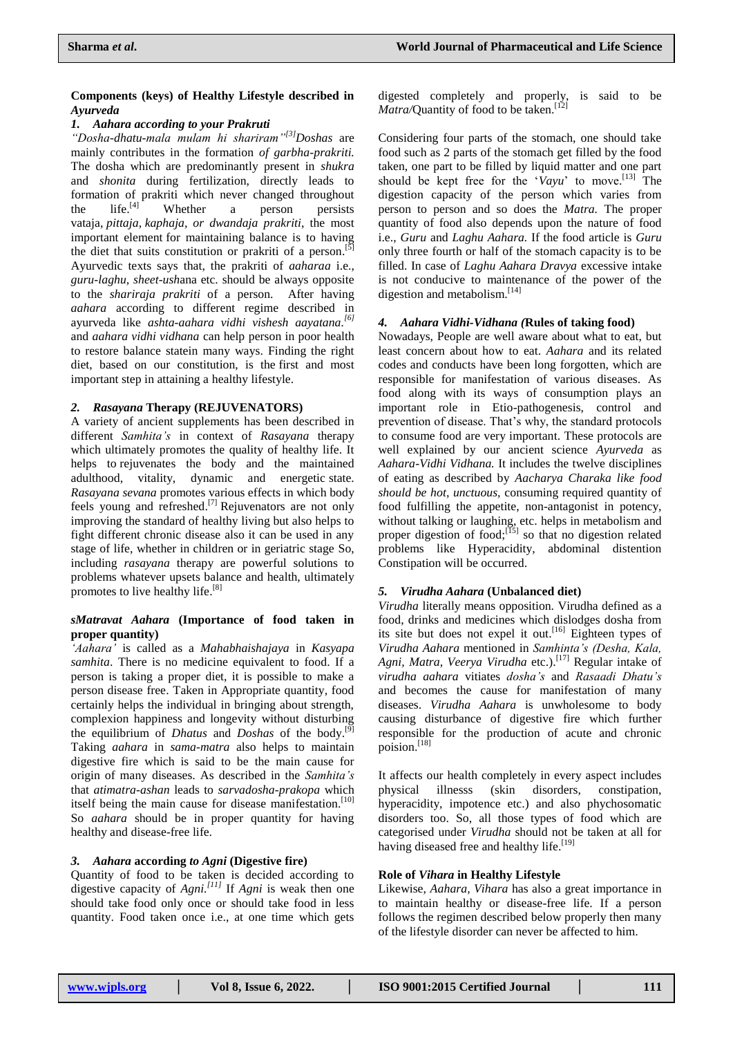## Components (keys) of Healthy Lifestyle described in *Ayurveda*

### *1. Aahara according to your Prakruti*

*"Dosha-dhatu-mala mulam hi shariram"*[3] *Doshas* are mainly contributes in the formation *of garbha-prakriti.* The dosha which are predominantly present in *shukra* and *shonita* during fertilization, directly leads to formation of prakriti which never changed throughout the life.[4] Whether a person persists vataja, *pittaja, kaphaja, or dwandaja prakriti*, the most important element for maintaining balance is to having the diet that suits constitution or prakriti of a person.[5] Ayurvedic texts says that, the prakriti of *aaharaa* i.e., *guru-laghu, sheet-ush*ana etc. should be always opposite to the *shariraja prakriti* of a person. After having *aahara* according to different regime described in ayurveda like *ashta-aahara vidhi vishesh aayatana.*[6] and *aahara vidhi vidhana* can help person in poor health to restore balance statein many ways. Finding the right diet, based on our constitution, is the first and most important step in attaining a healthy lifestyle.

### *2. Rasayana* Therapy (REJUVENATORS)

A variety of ancient supplements has been described in different *Samhita's* in context of *Rasayana* therapy which ultimately promotes the quality of healthy life. It helps to rejuvenates the body and the maintained adulthood, vitality, dynamic and energetic state. *Rasayana sevana* promotes various effects in which body feels young and refreshed.[7] Rejuvenators are not only improving the standard of healthy living but also helps to fight different chronic disease also it can be used in any stage of life, whether in children or in geriatric stage So, including *rasayana* therapy are powerful solutions to problems whatever upsets balance and health, ultimately promotes to live healthy life.[8]

### *sMatravat Aahara* (Importance of food taken in proper quantity)

*'Aahara'* is called as a *Mahabhaishajaya* in *Kasyapa samhita*. There is no medicine equivalent to food. If a person is taking a proper diet, it is possible to make a person disease free. Taken in Appropriate quantity, food certainly helps the individual in bringing about strength, complexion happiness and longevity without disturbing the equilibrium of *Dhatus* and *Doshas* of the body.[9] Taking *aahara* in *sama-matra* also helps to maintain digestive fire which is said to be the main cause for origin of many diseases. As described in the *Samhita's* that *atimatra-ashan* leads to *sarvadosha-prakopa* which itself being the main cause for disease manifestation.[10] So *aahara* should be in proper quantity for having healthy and disease-free life.

### *3. Aahara* according *to Agni* (Digestive fire)

Quantity of food to be taken is decided according to digestive capacity of *Agni.*[11] If *Agni* is weak then one should take food only once or should take food in less quantity. Food taken once i.e., at one time which gets digested completely and properly, is said to be *Matra/*Quantity of food to be taken.[12]

Considering four parts of the stomach, one should take food such as 2 parts of the stomach get filled by the food taken, one part to be filled by liquid matter and one part should be kept free for the '*Vayu*' to move.[13] The digestion capacity of the person which varies from person to person and so does the *Matra.* The proper quantity of food also depends upon the nature of food i.e., *Guru* and *Laghu Aahara.* If the food article is *Guru* only three fourth or half of the stomach capacity is to be filled. In case of *Laghu Aahara Dravya* excessive intake is not conducive to maintenance of the power of the digestion and metabolism.[14]

### *4. Aahara Vidhi-Vidhana (*Rules of taking food)

Nowadays, People are well aware about what to eat, but least concern about how to eat. *Aahara* and its related codes and conducts have been long forgotten, which are responsible for manifestation of various diseases. As food along with its ways of consumption plays an important role in Etio-pathogenesis, control and prevention of disease. That's why, the standard protocols to consume food are very important. These protocols are well explained by our ancient science *Ayurveda* as *Aahara-Vidhi Vidhana.* It includes the twelve disciplines of eating as described by *Aacharya Charaka like food should be hot, unctuous,* consuming required quantity of food fulfilling the appetite, non-antagonist in potency, without talking or laughing, etc. helps in metabolism and proper digestion of food;[15] so that no digestion related problems like Hyperacidity, abdominal distention Constipation will be occurred.

### *5. Virudha Aahara* (Unbalanced diet)

*Virudha* literally means opposition. Virudha defined as a food, drinks and medicines which dislodges dosha from its site but does not expel it out.[16] Eighteen types of *Virudha Aahara* mentioned in *Samhinta's (Desha, Kala, Agni, Matra, Veerya Virudha* etc.).[17] Regular intake of *virudha aahara* vitiates *dosha's* and *Rasaadi Dhatu's* and becomes the cause for manifestation of many diseases. *Virudha Aahara* is unwholesome to body causing disturbance of digestive fire which further responsible for the production of acute and chronic poision.[18]

It affects our health completely in every aspect includes physical illnesss (skin disorders, constipation, hyperacidity, impotence etc.) and also phychosomatic disorders too. So, all those types of food which are categorised under *Virudha* should not be taken at all for having diseased free and healthy life.[19]

### Role of *Vihara* in Healthy Lifestyle

Likewise, *Aahara, Vihara* has also a great importance in to maintain healthy or disease-free life. If a person follows the regimen described below properly then many of the lifestyle disorder can never be affected to him.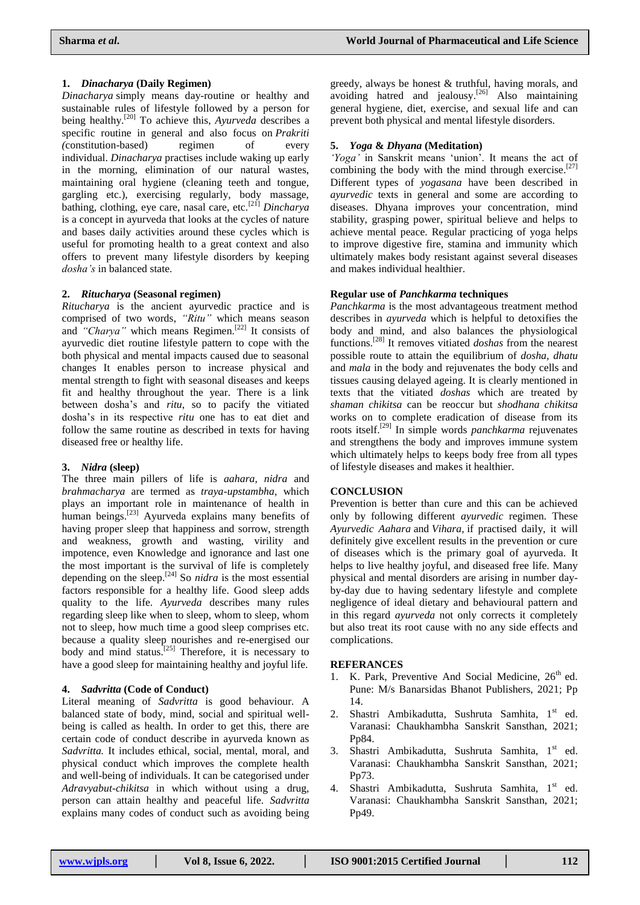**1. *Dinacharya* (Daily Regimen)**

*Dinacharya* simply means day-routine or healthy and sustainable rules of lifestyle followed by a person for being healthy.[20] To achieve this, *Ayurveda* describes a specific routine in general and also focus on *Prakriti (*constitution-based) regimen of every individual. *Dinacharya* practises include waking up early in the morning, elimination of our natural wastes, maintaining oral hygiene (cleaning teeth and tongue, gargling etc.), exercising regularly, body massage, bathing, clothing, eye care, nasal care, etc.[21] *Dincharya* is a concept in ayurveda that looks at the cycles of nature and bases daily activities around these cycles which is useful for promoting health to a great context and also offers to prevent many lifestyle disorders by keeping *dosha's* in balanced state.

**2. *Ritucharya* (Seasonal regimen)**

*Ritucharya* is the ancient ayurvedic practice and is comprised of two words, *"Ritu"* which means season and *"Charya"* which means Regimen.[22] It consists of ayurvedic diet routine lifestyle pattern to cope with the both physical and mental impacts caused due to seasonal changes It enables person to increase physical and mental strength to fight with seasonal diseases and keeps fit and healthy throughout the year. There is a link between dosha's and *ritu,* so to pacify the vitiated dosha's in its respective *ritu* one has to eat diet and follow the same routine as described in texts for having diseased free or healthy life.

**3. *Nidra* (sleep)**

The three main pillers of life is *aahara, nidra* and *brahmacharya* are termed as *traya-upstambha,* which plays an important role in maintenance of health in human beings.[23] Ayurveda explains many benefits of having proper sleep that happiness and sorrow, strength and weakness, growth and wasting, virility and impotence, even Knowledge and ignorance and last one the most important is the survival of life is completely depending on the sleep.[24] So *nidra* is the most essential factors responsible for a healthy life. Good sleep adds quality to the life. *Ayurveda* describes many rules regarding sleep like when to sleep, whom to sleep, whom not to sleep, how much time a good sleep comprises etc. because a quality sleep nourishes and re-energised our body and mind status.[25] Therefore, it is necessary to have a good sleep for maintaining healthy and joyful life.

**4. *Sadvritta* (Code of Conduct)**

Literal meaning of *Sadvritta* is good behaviour. A balanced state of body, mind, social and spiritual well-being is called as health. In order to get this, there are certain code of conduct describe in ayurveda known as *Sadvritta.* It includes ethical, social, mental, moral, and physical conduct which improves the complete health and well-being of individuals. It can be categorised under *Adravyabut-chikitsa* in which without using a drug, person can attain healthy and peaceful life. *Sadvritta* explains many codes of conduct such as avoiding being greedy, always be honest & truthful, having morals, and avoiding hatred and jealousy.[26] Also maintaining general hygiene, diet, exercise, and sexual life and can prevent both physical and mental lifestyle disorders.

**5. *Yoga* & *Dhyana* (Meditation)**

*'Yoga'* in Sanskrit means 'union'. It means the act of combining the body with the mind through exercise.[27] Different types of *yogasana* have been described in *ayurvedic* texts in general and some are according to diseases. Dhyana improves your concentration, mind stability, grasping power, spiritual believe and helps to achieve mental peace. Regular practicing of yoga helps to improve digestive fire, stamina and immunity which ultimately makes body resistant against several diseases and makes individual healthier.

**Regular use of *Panchkarma* techniques**

*Panchkarma* is the most advantageous treatment method describes in *ayurveda* which is helpful to detoxifies the body and mind, and also balances the physiological functions.[28] It removes vitiated *doshas* from the nearest possible route to attain the equilibrium of *dosha, dhatu* and *mala* in the body and rejuvenates the body cells and tissues causing delayed ageing. It is clearly mentioned in texts that the vitiated *doshas* which are treated by *shaman chikitsa* can be reoccur but *shodhana chikitsa* works on to complete eradication of disease from its roots itself.[29] In simple words *panchkarma* rejuvenates and strengthens the body and improves immune system which ultimately helps to keeps body free from all types of lifestyle diseases and makes it healthier.

## CONCLUSION

Prevention is better than cure and this can be achieved only by following different *ayurvedic* regimen. These *Ayurvedic Aahara* and *Vihara,* if practised daily, it will definitely give excellent results in the prevention or cure of diseases which is the primary goal of ayurveda. It helps to live healthy joyful, and diseased free life. Many physical and mental disorders are arising in number day-by-day due to having sedentary lifestyle and complete negligence of ideal dietary and behavioural pattern and in this regard *ayurveda* not only corrects it completely but also treat its root cause with no any side effects and complications.

## REFERANCES

1. K. Park, Preventive And Social Medicine, 26th ed. Pune: M/s Banarsidas Bhanot Publishers, 2021; Pp 14.
2. Shastri Ambikadutta, Sushruta Samhita, 1st ed. Varanasi: Chaukhambha Sanskrit Sansthan, 2021; Pp84.
3. Shastri Ambikadutta, Sushruta Samhita, 1st ed. Varanasi: Chaukhambha Sanskrit Sansthan, 2021; Pp73.
4. Shastri Ambikadutta, Sushruta Samhita, 1st ed. Varanasi: Chaukhambha Sanskrit Sansthan, 2021; Pp49.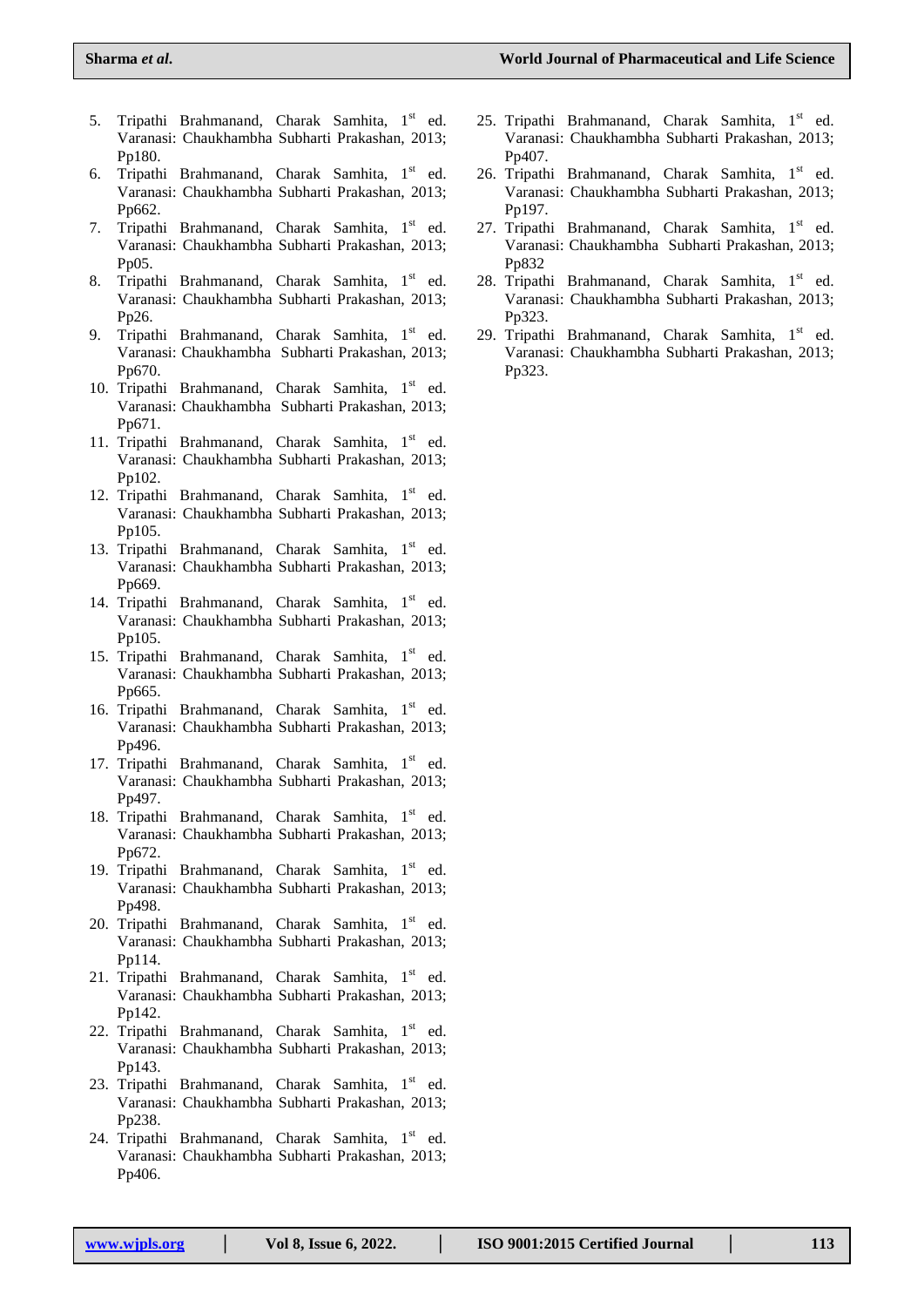5. Tripathi Brahmanand, Charak Samhita, 1st ed. Varanasi: Chaukhambha Subharti Prakashan, 2013; Pp180.
6. Tripathi Brahmanand, Charak Samhita, 1st ed. Varanasi: Chaukhambha Subharti Prakashan, 2013; Pp662.
7. Tripathi Brahmanand, Charak Samhita, 1st ed. Varanasi: Chaukhambha Subharti Prakashan, 2013; Pp05.
8. Tripathi Brahmanand, Charak Samhita, 1st ed. Varanasi: Chaukhambha Subharti Prakashan, 2013; Pp26.
9. Tripathi Brahmanand, Charak Samhita, 1st ed. Varanasi: Chaukhambha Subharti Prakashan, 2013; Pp670.
10. Tripathi Brahmanand, Charak Samhita, 1st ed. Varanasi: Chaukhambha Subharti Prakashan, 2013; Pp671.
11. Tripathi Brahmanand, Charak Samhita, 1st ed. Varanasi: Chaukhambha Subharti Prakashan, 2013; Pp102.
12. Tripathi Brahmanand, Charak Samhita, 1st ed. Varanasi: Chaukhambha Subharti Prakashan, 2013; Pp105.
13. Tripathi Brahmanand, Charak Samhita, 1st ed. Varanasi: Chaukhambha Subharti Prakashan, 2013; Pp669.
14. Tripathi Brahmanand, Charak Samhita, 1st ed. Varanasi: Chaukhambha Subharti Prakashan, 2013; Pp105.
15. Tripathi Brahmanand, Charak Samhita, 1st ed. Varanasi: Chaukhambha Subharti Prakashan, 2013; Pp665.
16. Tripathi Brahmanand, Charak Samhita, 1st ed. Varanasi: Chaukhambha Subharti Prakashan, 2013; Pp496.
17. Tripathi Brahmanand, Charak Samhita, 1st ed. Varanasi: Chaukhambha Subharti Prakashan, 2013; Pp497.
18. Tripathi Brahmanand, Charak Samhita, 1st ed. Varanasi: Chaukhambha Subharti Prakashan, 2013; Pp672.
19. Tripathi Brahmanand, Charak Samhita, 1st ed. Varanasi: Chaukhambha Subharti Prakashan, 2013; Pp498.
20. Tripathi Brahmanand, Charak Samhita, 1st ed. Varanasi: Chaukhambha Subharti Prakashan, 2013; Pp114.
21. Tripathi Brahmanand, Charak Samhita, 1st ed. Varanasi: Chaukhambha Subharti Prakashan, 2013; Pp142.
22. Tripathi Brahmanand, Charak Samhita, 1st ed. Varanasi: Chaukhambha Subharti Prakashan, 2013; Pp143.
23. Tripathi Brahmanand, Charak Samhita, 1st ed. Varanasi: Chaukhambha Subharti Prakashan, 2013; Pp238.
24. Tripathi Brahmanand, Charak Samhita, 1st ed. Varanasi: Chaukhambha Subharti Prakashan, 2013; Pp406.
25. Tripathi Brahmanand, Charak Samhita, 1st ed. Varanasi: Chaukhambha Subharti Prakashan, 2013; Pp407.
26. Tripathi Brahmanand, Charak Samhita, 1st ed. Varanasi: Chaukhambha Subharti Prakashan, 2013; Pp197.
27. Tripathi Brahmanand, Charak Samhita, 1st ed. Varanasi: Chaukhambha Subharti Prakashan, 2013; Pp832
28. Tripathi Brahmanand, Charak Samhita, 1st ed. Varanasi: Chaukhambha Subharti Prakashan, 2013; Pp323.
29. Tripathi Brahmanand, Charak Samhita, 1st ed. Varanasi: Chaukhambha Subharti Prakashan, 2013; Pp323.